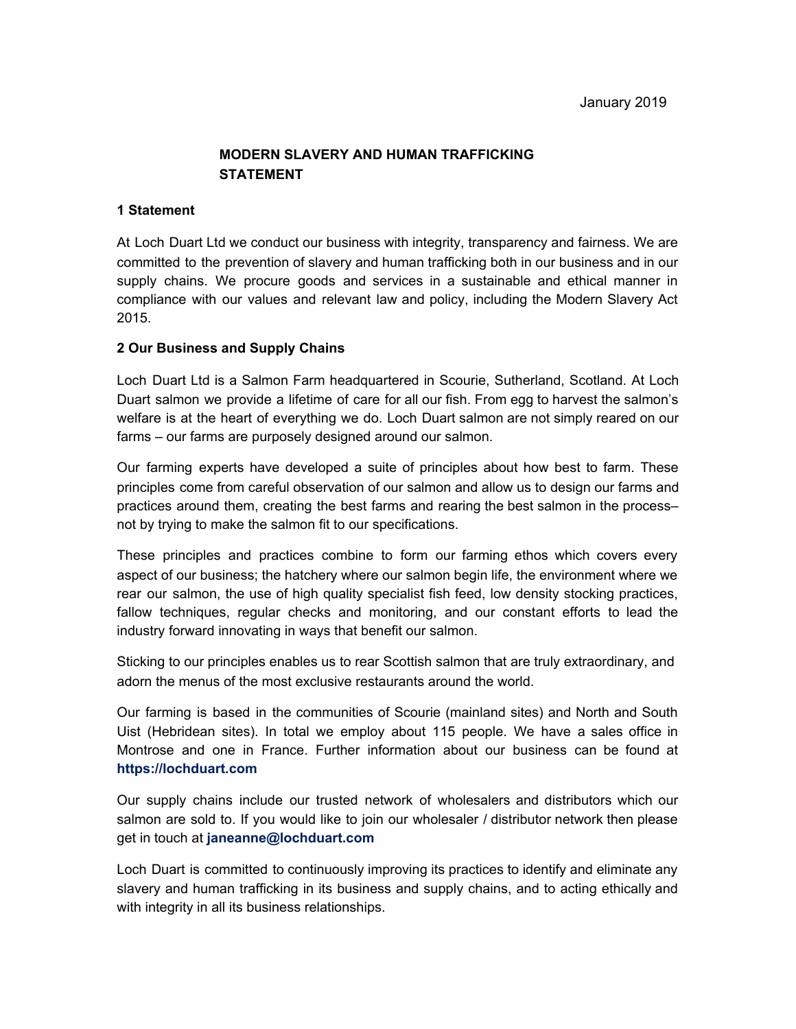January 2019

# MODERN SLAVERY AND HUMAN TRAFFICKING STATEMENT

## 1 Statement

At Loch Duart Ltd we conduct our business with integrity, transparency and fairness. We are committed to the prevention of slavery and human trafficking both in our business and in our supply chains. We procure goods and services in a sustainable and ethical manner in compliance with our values and relevant law and policy, including the Modern Slavery Act 2015.

## 2 Our Business and Supply Chains

Loch Duart Ltd is a Salmon Farm headquartered in Scourie, Sutherland, Scotland. At Loch Duart salmon we provide a lifetime of care for all our fish. From egg to harvest the salmon's welfare is at the heart of everything we do. Loch Duart salmon are not simply reared on our farms – our farms are purposely designed around our salmon.

Our farming experts have developed a suite of principles about how best to farm. These principles come from careful observation of our salmon and allow us to design our farms and practices around them, creating the best farms and rearing the best salmon in the process– not by trying to make the salmon fit to our specifications.

These principles and practices combine to form our farming ethos which covers every aspect of our business; the hatchery where our salmon begin life, the environment where we rear our salmon, the use of high quality specialist fish feed, low density stocking practices, fallow techniques, regular checks and monitoring, and our constant efforts to lead the industry forward innovating in ways that benefit our salmon.

Sticking to our principles enables us to rear Scottish salmon that are truly extraordinary, and adorn the menus of the most exclusive restaurants around the world.

Our farming is based in the communities of Scourie (mainland sites) and North and South Uist (Hebridean sites). In total we employ about 115 people. We have a sales office in Montrose and one in France. Further information about our business can be found at **https://lochduart.com**

Our supply chains include our trusted network of wholesalers and distributors which our salmon are sold to. If you would like to join our wholesaler / distributor network then please get in touch at **janeanne@lochduart.com**

Loch Duart is committed to continuously improving its practices to identify and eliminate any slavery and human trafficking in its business and supply chains, and to acting ethically and with integrity in all its business relationships.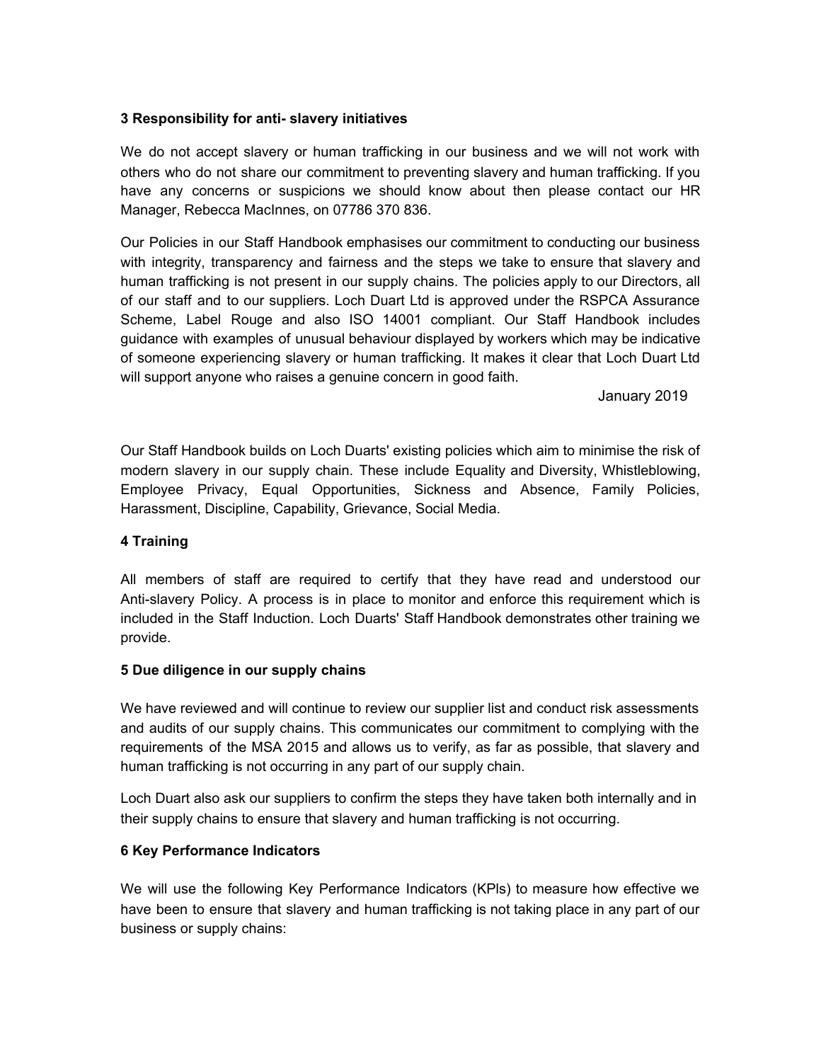### 3 Responsibility for anti- slavery initiatives

We do not accept slavery or human trafficking in our business and we will not work with others who do not share our commitment to preventing slavery and human trafficking. If you have any concerns or suspicions we should know about then please contact our HR Manager, Rebecca MacInnes, on 07786 370 836.

Our Policies in our Staff Handbook emphasises our commitment to conducting our business with integrity, transparency and fairness and the steps we take to ensure that slavery and human trafficking is not present in our supply chains. The policies apply to our Directors, all of our staff and to our suppliers. Loch Duart Ltd is approved under the RSPCA Assurance Scheme, Label Rouge and also ISO 14001 compliant. Our Staff Handbook includes guidance with examples of unusual behaviour displayed by workers which may be indicative of someone experiencing slavery or human trafficking. It makes it clear that Loch Duart Ltd will support anyone who raises a genuine concern in good faith.

January 2019

Our Staff Handbook builds on Loch Duarts' existing policies which aim to minimise the risk of modern slavery in our supply chain. These include Equality and Diversity, Whistleblowing, Employee Privacy, Equal Opportunities, Sickness and Absence, Family Policies, Harassment, Discipline, Capability, Grievance, Social Media.

### 4 Training

All members of staff are required to certify that they have read and understood our Anti-slavery Policy. A process is in place to monitor and enforce this requirement which is included in the Staff Induction. Loch Duarts' Staff Handbook demonstrates other training we provide.

### 5 Due diligence in our supply chains

We have reviewed and will continue to review our supplier list and conduct risk assessments and audits of our supply chains. This communicates our commitment to complying with the requirements of the MSA 2015 and allows us to verify, as far as possible, that slavery and human trafficking is not occurring in any part of our supply chain.

Loch Duart also ask our suppliers to confirm the steps they have taken both internally and in their supply chains to ensure that slavery and human trafficking is not occurring.

### 6 Key Performance Indicators

We will use the following Key Performance Indicators (KPIs) to measure how effective we have been to ensure that slavery and human trafficking is not taking place in any part of our business or supply chains: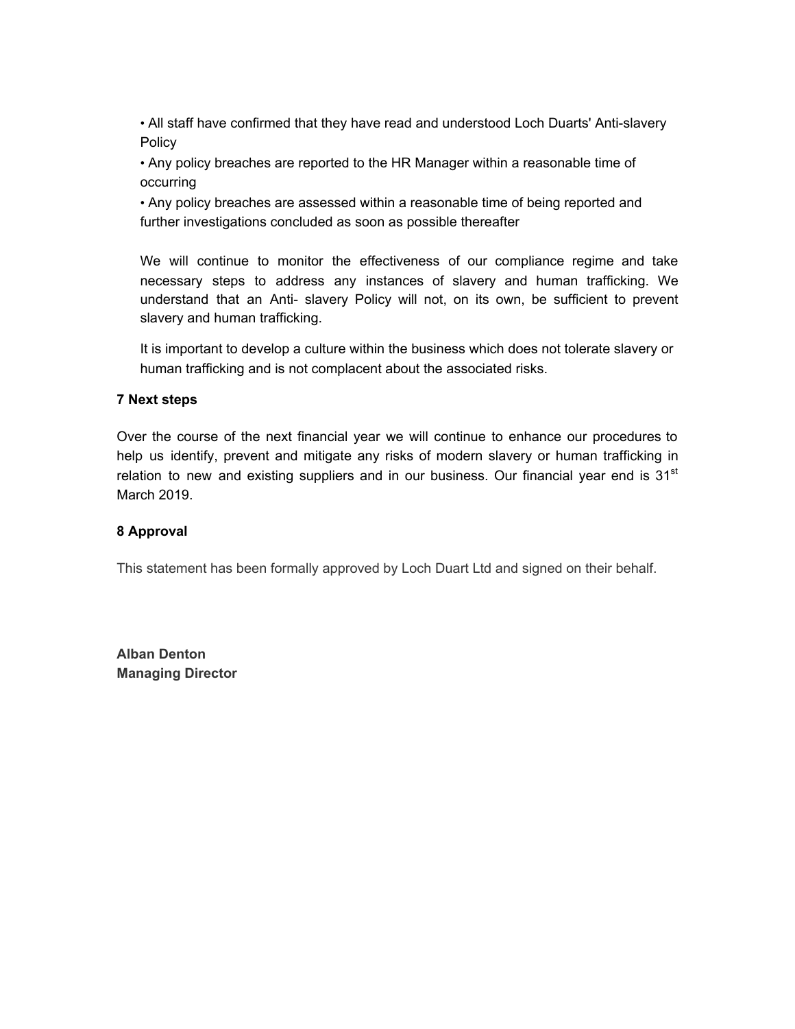- All staff have confirmed that they have read and understood Loch Duarts' Anti-slavery Policy
- Any policy breaches are reported to the HR Manager within a reasonable time of occurring
- Any policy breaches are assessed within a reasonable time of being reported and further investigations concluded as soon as possible thereafter

We will continue to monitor the effectiveness of our compliance regime and take necessary steps to address any instances of slavery and human trafficking. We understand that an Anti- slavery Policy will not, on its own, be sufficient to prevent slavery and human trafficking.

It is important to develop a culture within the business which does not tolerate slavery or human trafficking and is not complacent about the associated risks.

**7 Next steps**

Over the course of the next financial year we will continue to enhance our procedures to help us identify, prevent and mitigate any risks of modern slavery or human trafficking in relation to new and existing suppliers and in our business. Our financial year end is 31st March 2019.

**8 Approval**

This statement has been formally approved by Loch Duart Ltd and signed on their behalf.

**Alban Denton**
**Managing Director**